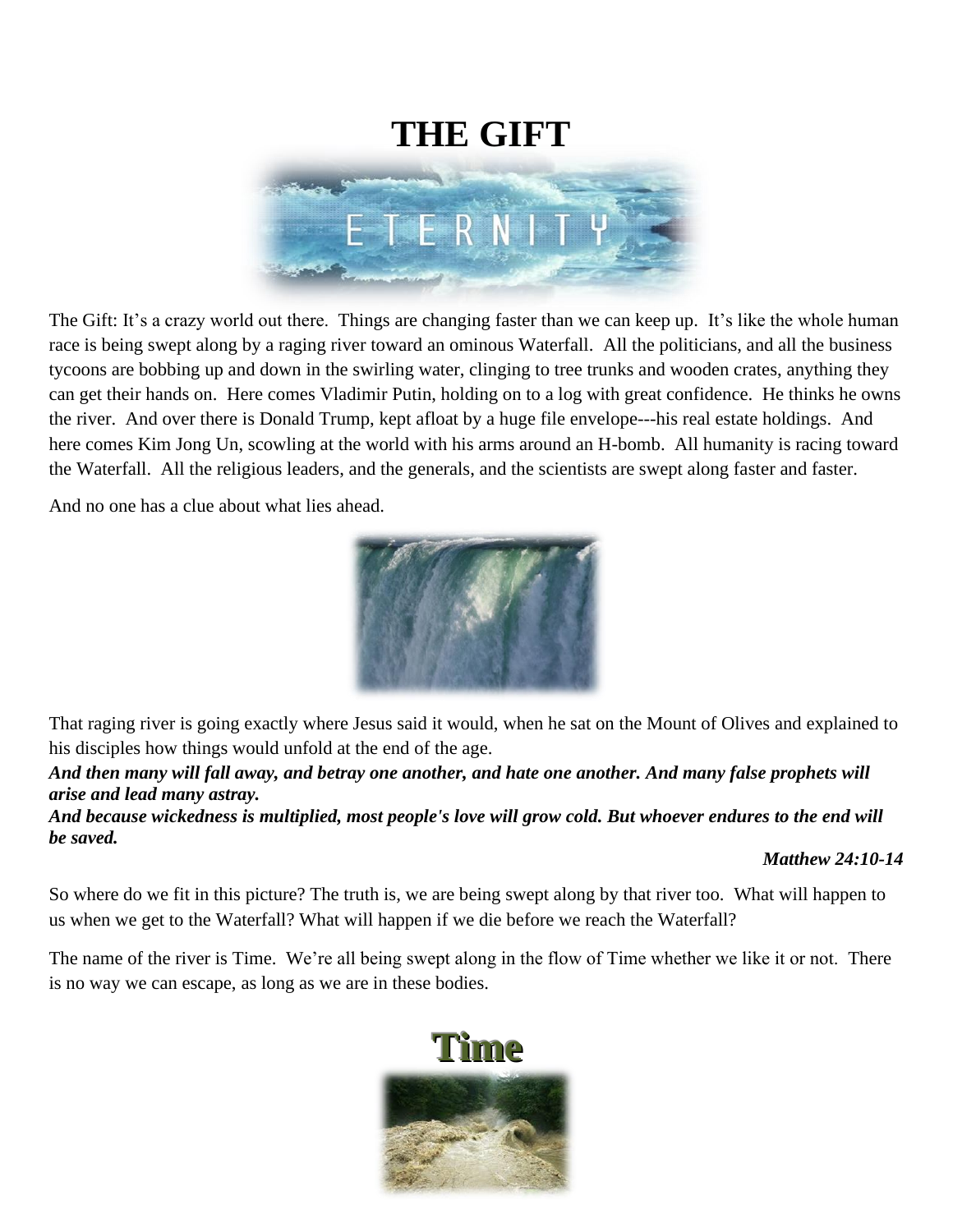# THE GIFT

The Gift: It's a crazy world out there. Things are changing faster than we can keep up. It's like the whole human race is being swept along by a raging river toward an ominous Waterfall. All the politicians, and all the business tycoons are bobbing up and down in the swirling water, clinging to tree trunks and wooden crates, anything they can get their hands on. Here comes Vladimir Putin, holding on to a log with great confidence. He thinks he owns the river. And over there is Donald Trump, kept afloat by a huge file envelope---his real estate holdings. And here comes Kim Jong Un, scowling at the world with his arms around an H-bomb. All humanity is racing toward the Waterfall. All the religious leaders, and the generals, and the scientists are swept along faster and faster.

And no one has a clue about what lies ahead.

That raging river is going exactly where Jesus said it would, when he sat on the Mount of Olives and explained to his disciples how things would unfold at the end of the age.

***And then many will fall away, and betray one another, and hate one another. And many false prophets will arise and lead many astray.***
***And because wickedness is multiplied, most people's love will grow cold. But whoever endures to the end will be saved.***

***Matthew 24:10-14***

So where do we fit in this picture? The truth is, we are being swept along by that river too. What will happen to us when we get to the Waterfall? What will happen if we die before we reach the Waterfall?

The name of the river is Time. We're all being swept along in the flow of Time whether we like it or not. There is no way we can escape, as long as we are in these bodies.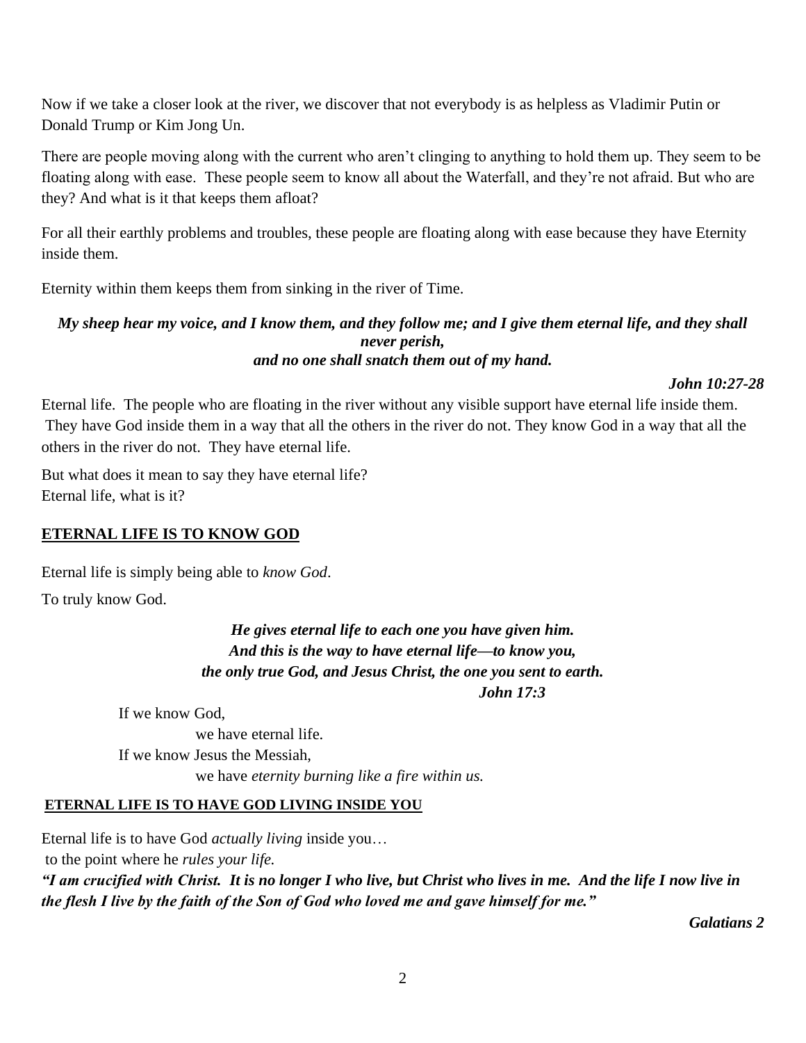Now if we take a closer look at the river, we discover that not everybody is as helpless as Vladimir Putin or Donald Trump or Kim Jong Un.

There are people moving along with the current who aren't clinging to anything to hold them up. They seem to be floating along with ease. These people seem to know all about the Waterfall, and they're not afraid. But who are they? And what is it that keeps them afloat?

For all their earthly problems and troubles, these people are floating along with ease because they have Eternity inside them.

Eternity within them keeps them from sinking in the river of Time.

***My sheep hear my voice, and I know them, and they follow me; and I give them eternal life, and they shall never perish,***
***and no one shall snatch them out of my hand.***

***John 10:27-28***

Eternal life. The people who are floating in the river without any visible support have eternal life inside them. They have God inside them in a way that all the others in the river do not. They know God in a way that all the others in the river do not. They have eternal life.

But what does it mean to say they have eternal life?
Eternal life, what is it?

## ETERNAL LIFE IS TO KNOW GOD

Eternal life is simply being able to *know God*.

To truly know God.

***He gives eternal life to each one you have given him.***
***And this is the way to have eternal life—to know you,***
***the only true God, and Jesus Christ, the one you sent to earth.***
***John 17:3***

If we know God,
we have eternal life.
If we know Jesus the Messiah,
we have *eternity burning like a fire within us.*

## ETERNAL LIFE IS TO HAVE GOD LIVING INSIDE YOU

Eternal life is to have God *actually living* inside you…
to the point where he *rules your life.*

***"I am crucified with Christ. It is no longer I who live, but Christ who lives in me. And the life I now live in the flesh I live by the faith of the Son of God who loved me and gave himself for me."***

***Galatians 2***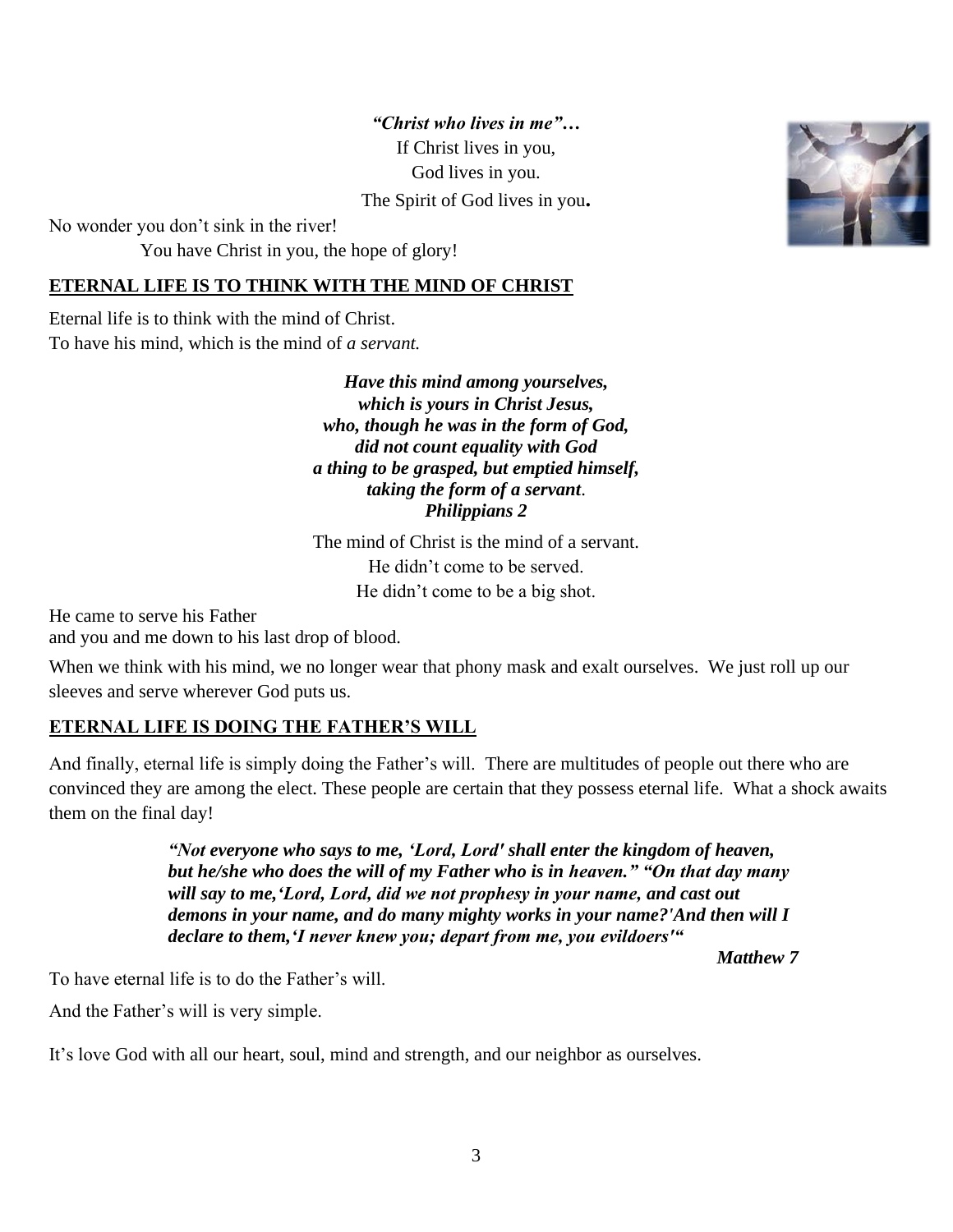***"Christ who lives in me"…***

If Christ lives in you,

God lives in you.

The Spirit of God lives in you**.**

No wonder you don't sink in the river!

You have Christ in you, the hope of glory!

## ETERNAL LIFE IS TO THINK WITH THE MIND OF CHRIST

Eternal life is to think with the mind of Christ.
To have his mind, which is the mind of *a servant.*

> ***Have this mind among yourselves,***
> ***which is yours in Christ Jesus,***
> ***who, though he was in the form of God,***
> ***did not count equality with God***
> ***a thing to be grasped, but emptied himself,***
> ***taking the form of a servant.***
> ***Philippians 2***

The mind of Christ is the mind of a servant.

He didn't come to be served.

He didn't come to be a big shot.

He came to serve his Father
and you and me down to his last drop of blood.

When we think with his mind, we no longer wear that phony mask and exalt ourselves. We just roll up our sleeves and serve wherever God puts us.

## ETERNAL LIFE IS DOING THE FATHER'S WILL

And finally, eternal life is simply doing the Father's will. There are multitudes of people out there who are convinced they are among the elect. These people are certain that they possess eternal life. What a shock awaits them on the final day!

> ***"Not everyone who says to me, 'Lord, Lord' shall enter the kingdom of heaven, but he/she who does the will of my Father who is in heaven." "On that day many will say to me,'Lord, Lord, did we not prophesy in your name, and cast out demons in your name, and do many mighty works in your name?'And then will I declare to them,'I never knew you; depart from me, you evildoers'"***
>
> ***Matthew 7***

To have eternal life is to do the Father's will.

And the Father's will is very simple.

It's love God with all our heart, soul, mind and strength, and our neighbor as ourselves.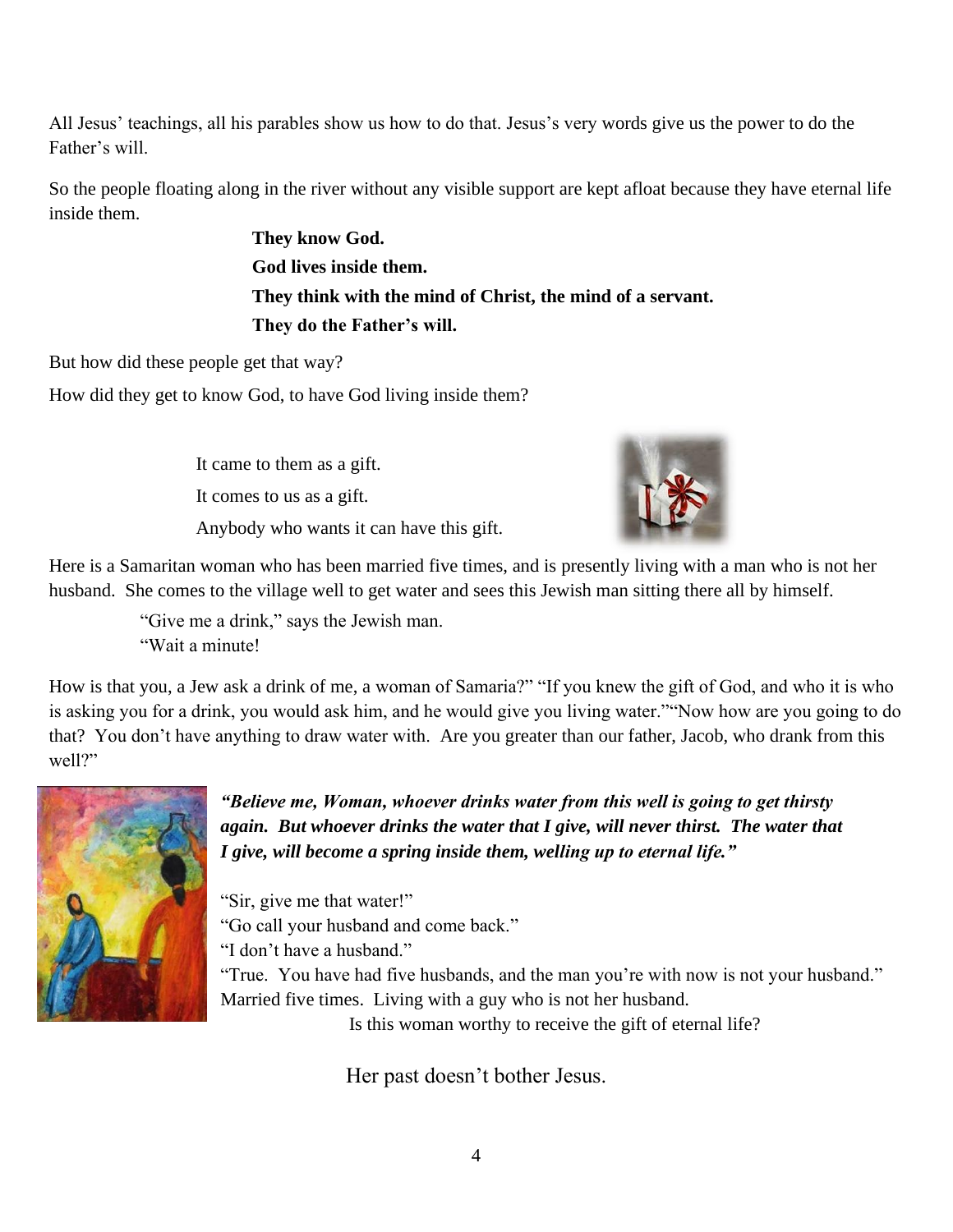All Jesus' teachings, all his parables show us how to do that. Jesus's very words give us the power to do the Father's will.

So the people floating along in the river without any visible support are kept afloat because they have eternal life inside them.

**They know God.**
**God lives inside them.**
**They think with the mind of Christ, the mind of a servant.**
**They do the Father's will.**

But how did these people get that way?

How did they get to know God, to have God living inside them?

It came to them as a gift.
It comes to us as a gift.
Anybody who wants it can have this gift.

Here is a Samaritan woman who has been married five times, and is presently living with a man who is not her husband. She comes to the village well to get water and sees this Jewish man sitting there all by himself.

"Give me a drink," says the Jewish man.
"Wait a minute!

How is that you, a Jew ask a drink of me, a woman of Samaria?" "If you knew the gift of God, and who it is who is asking you for a drink, you would ask him, and he would give you living water.""Now how are you going to do that? You don't have anything to draw water with. Are you greater than our father, Jacob, who drank from this well?"

***"Believe me, Woman, whoever drinks water from this well is going to get thirsty again. But whoever drinks the water that I give, will never thirst. The water that I give, will become a spring inside them, welling up to eternal life."***

"Sir, give me that water!"
"Go call your husband and come back."
"I don't have a husband."
"True. You have had five husbands, and the man you're with now is not your husband."
Married five times. Living with a guy who is not her husband.

Is this woman worthy to receive the gift of eternal life?

Her past doesn't bother Jesus.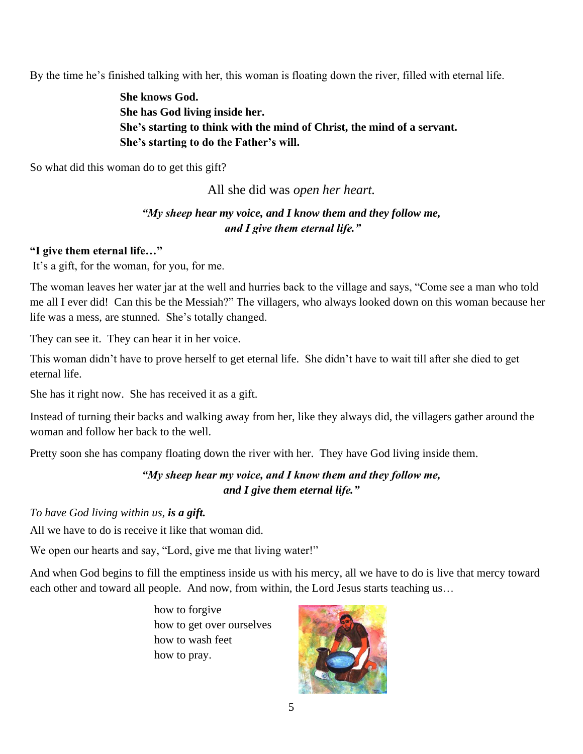By the time he's finished talking with her, this woman is floating down the river, filled with eternal life.

**She knows God.**
**She has God living inside her.**
**She's starting to think with the mind of Christ, the mind of a servant.**
**She's starting to do the Father's will.**

So what did this woman do to get this gift?

All she did was *open her heart.*

***"My sheep hear my voice, and I know them and they follow me, and I give them eternal life."***

**"I give them eternal life…"**
It's a gift, for the woman, for you, for me.

The woman leaves her water jar at the well and hurries back to the village and says, "Come see a man who told me all I ever did! Can this be the Messiah?" The villagers, who always looked down on this woman because her life was a mess, are stunned. She's totally changed.

They can see it. They can hear it in her voice.

This woman didn't have to prove herself to get eternal life. She didn't have to wait till after she died to get eternal life.

She has it right now. She has received it as a gift.

Instead of turning their backs and walking away from her, like they always did, the villagers gather around the woman and follow her back to the well.

Pretty soon she has company floating down the river with her. They have God living inside them.

***"My sheep hear my voice, and I know them and they follow me, and I give them eternal life."***

*To have God living within us, **is a gift.***

All we have to do is receive it like that woman did.

We open our hearts and say, "Lord, give me that living water!"

And when God begins to fill the emptiness inside us with his mercy, all we have to do is live that mercy toward each other and toward all people. And now, from within, the Lord Jesus starts teaching us…

how to forgive
how to get over ourselves
how to wash feet
how to pray.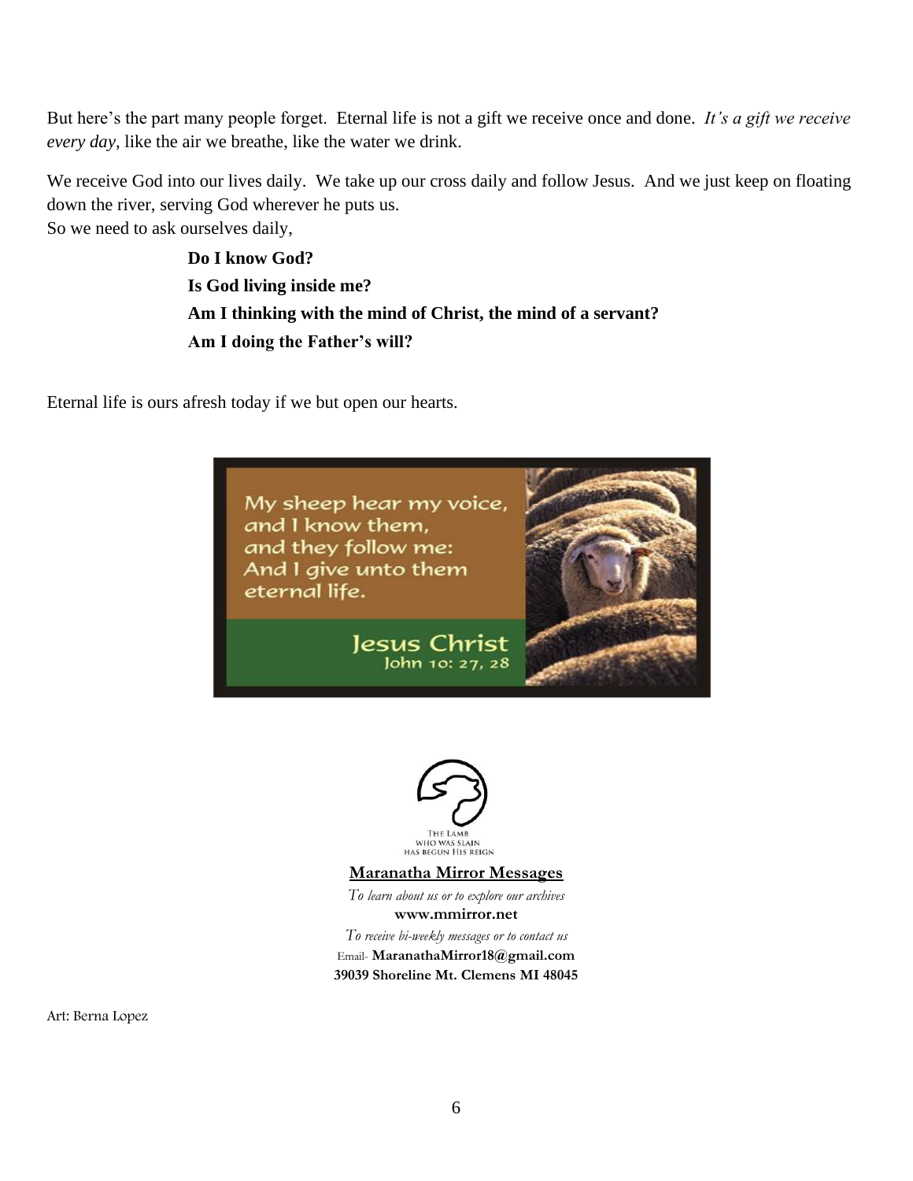But here's the part many people forget. Eternal life is not a gift we receive once and done. *It's a gift we receive every day*, like the air we breathe, like the water we drink.

We receive God into our lives daily. We take up our cross daily and follow Jesus. And we just keep on floating down the river, serving God wherever he puts us.
So we need to ask ourselves daily,

> **Do I know God?**
> **Is God living inside me?**
> **Am I thinking with the mind of Christ, the mind of a servant?**
> **Am I doing the Father's will?**

Eternal life is ours afresh today if we but open our hearts.

My sheep hear my voice, and I know them, and they follow me: And I give unto them eternal life.

Jesus Christ
John 10: 27, 28

THE LAMB WHO WAS SLAIN HAS BEGUN HIS REIGN

**Maranatha Mirror Messages**

*To learn about us or to explore our archives*
**www.mmirror.net**

*To receive bi-weekly messages or to contact us*
Email- **MaranathaMirror18@gmail.com**
**39039 Shoreline Mt. Clemens MI 48045**

Art: Berna Lopez